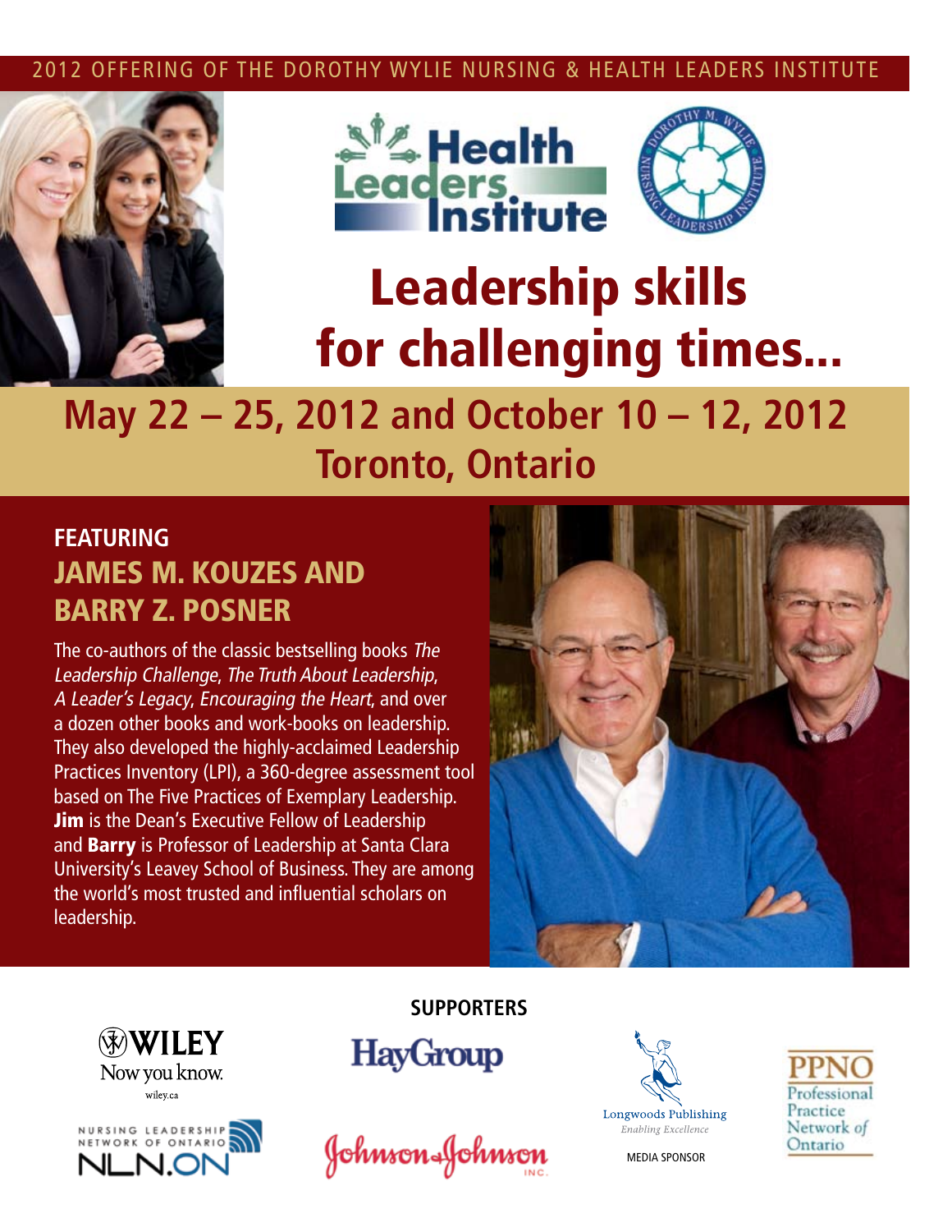2012 OFFERING OF THE DOROTHY WYLIE NURSING & HEALTH LEADERS INSTITUTE

Health Leaders Institute

DOROTHY M. WYLIE NURSING LEADERSHIP INSTITUTE

# Leadership skills for challenging times...

## May 22 – 25, 2012 and October 10 – 12, 2012
## Toronto, Ontario

### FEATURING
### JAMES M. KOUZES AND BARRY Z. POSNER

The co-authors of the classic bestselling books *The Leadership Challenge*, *The Truth About Leadership*, *A Leader's Legacy*, *Encouraging the Heart*, and over a dozen other books and work-books on leadership. They also developed the highly-acclaimed Leadership Practices Inventory (LPI), a 360-degree assessment tool based on The Five Practices of Exemplary Leadership. **Jim** is the Dean's Executive Fellow of Leadership and **Barry** is Professor of Leadership at Santa Clara University's Leavey School of Business. They are among the world's most trusted and influential scholars on leadership.

### SUPPORTERS

WILEY Now you know. wiley.ca

HayGroup

Longwoods Publishing Enabling Excellence

MEDIA SPONSOR

PPNO Professional Practice Network of Ontario

NURSING LEADERSHIP NETWORK OF ONTARIO NLN.ON

Johnson & Johnson INC.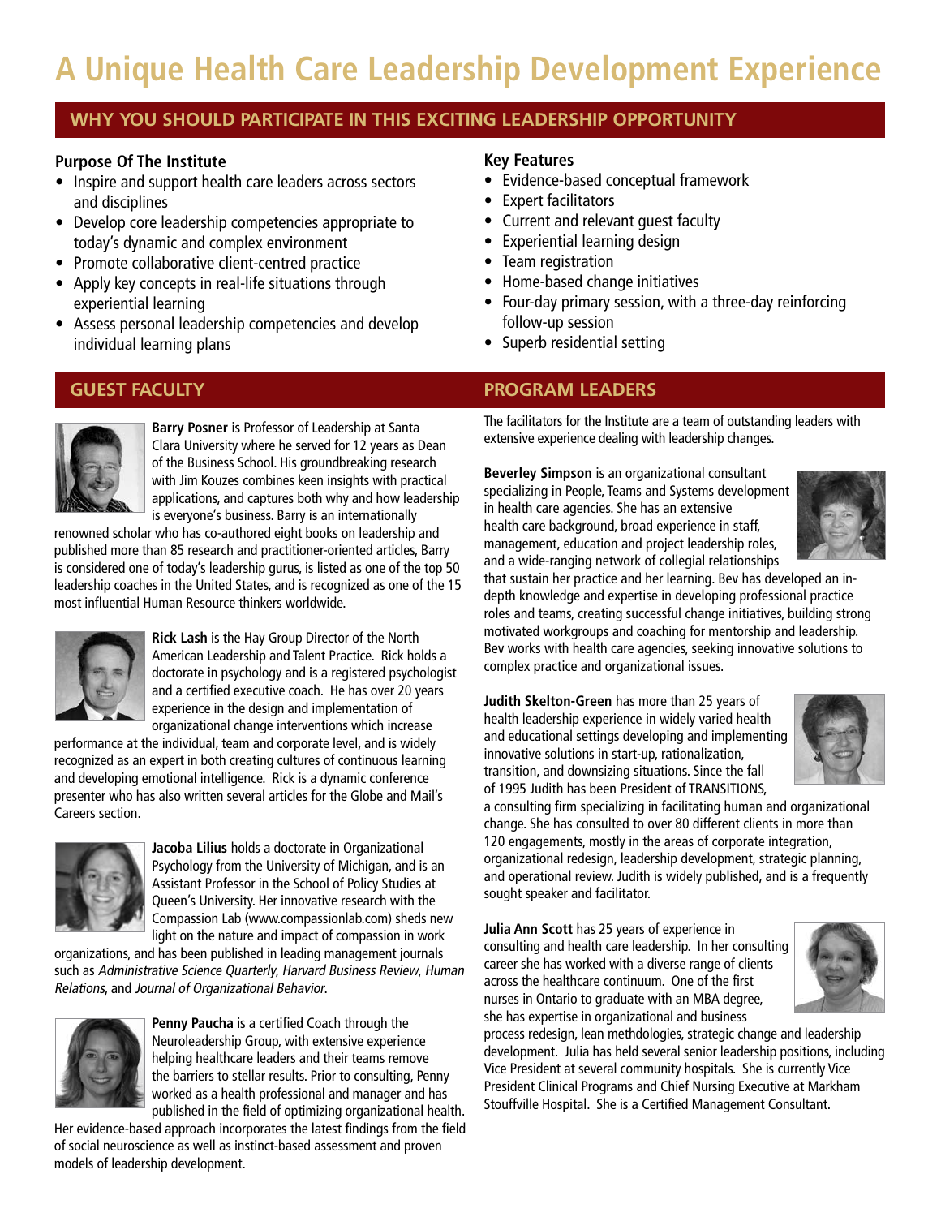# A Unique Health Care Leadership Development Experience

## WHY YOU SHOULD PARTICIPATE IN THIS EXCITING LEADERSHIP OPPORTUNITY

**Purpose Of The Institute**

- Inspire and support health care leaders across sectors and disciplines
- Develop core leadership competencies appropriate to today's dynamic and complex environment
- Promote collaborative client-centred practice
- Apply key concepts in real-life situations through experiential learning
- Assess personal leadership competencies and develop individual learning plans

**Key Features**

- Evidence-based conceptual framework
- Expert facilitators
- Current and relevant guest faculty
- Experiential learning design
- Team registration
- Home-based change initiatives
- Four-day primary session, with a three-day reinforcing follow-up session
- Superb residential setting

## GUEST FACULTY

**Barry Posner** is Professor of Leadership at Santa Clara University where he served for 12 years as Dean of the Business School. His groundbreaking research with Jim Kouzes combines keen insights with practical applications, and captures both why and how leadership is everyone's business. Barry is an internationally renowned scholar who has co-authored eight books on leadership and published more than 85 research and practitioner-oriented articles, Barry is considered one of today's leadership gurus, is listed as one of the top 50 leadership coaches in the United States, and is recognized as one of the 15 most influential Human Resource thinkers worldwide.

**Rick Lash** is the Hay Group Director of the North American Leadership and Talent Practice. Rick holds a doctorate in psychology and is a registered psychologist and a certified executive coach. He has over 20 years experience in the design and implementation of organizational change interventions which increase performance at the individual, team and corporate level, and is widely recognized as an expert in both creating cultures of continuous learning and developing emotional intelligence. Rick is a dynamic conference presenter who has also written several articles for the Globe and Mail's Careers section.

**Jacoba Lilius** holds a doctorate in Organizational Psychology from the University of Michigan, and is an Assistant Professor in the School of Policy Studies at Queen's University. Her innovative research with the Compassion Lab (www.compassionlab.com) sheds new light on the nature and impact of compassion in work organizations, and has been published in leading management journals such as *Administrative Science Quarterly, Harvard Business Review, Human Relations*, and *Journal of Organizational Behavior*.

**Penny Paucha** is a certified Coach through the Neuroleadership Group, with extensive experience helping healthcare leaders and their teams remove the barriers to stellar results. Prior to consulting, Penny worked as a health professional and manager and has published in the field of optimizing organizational health. Her evidence-based approach incorporates the latest findings from the field of social neuroscience as well as instinct-based assessment and proven models of leadership development.

## PROGRAM LEADERS

The facilitators for the Institute are a team of outstanding leaders with extensive experience dealing with leadership changes.

**Beverley Simpson** is an organizational consultant specializing in People, Teams and Systems development in health care agencies. She has an extensive health care background, broad experience in staff, management, education and project leadership roles, and a wide-ranging network of collegial relationships that sustain her practice and her learning. Bev has developed an in-depth knowledge and expertise in developing professional practice roles and teams, creating successful change initiatives, building strong motivated workgroups and coaching for mentorship and leadership. Bev works with health care agencies, seeking innovative solutions to complex practice and organizational issues.

**Judith Skelton-Green** has more than 25 years of health leadership experience in widely varied health and educational settings developing and implementing innovative solutions in start-up, rationalization, transition, and downsizing situations. Since the fall of 1995 Judith has been President of TRANSITIONS, a consulting firm specializing in facilitating human and organizational change. She has consulted to over 80 different clients in more than 120 engagements, mostly in the areas of corporate integration, organizational redesign, leadership development, strategic planning, and operational review. Judith is widely published, and is a frequently sought speaker and facilitator.

**Julia Ann Scott** has 25 years of experience in consulting and health care leadership. In her consulting career she has worked with a diverse range of clients across the healthcare continuum. One of the first nurses in Ontario to graduate with an MBA degree, she has expertise in organizational and business process redesign, lean methdologies, strategic change and leadership development. Julia has held several senior leadership positions, including Vice President at several community hospitals. She is currently Vice President Clinical Programs and Chief Nursing Executive at Markham Stouffville Hospital. She is a Certified Management Consultant.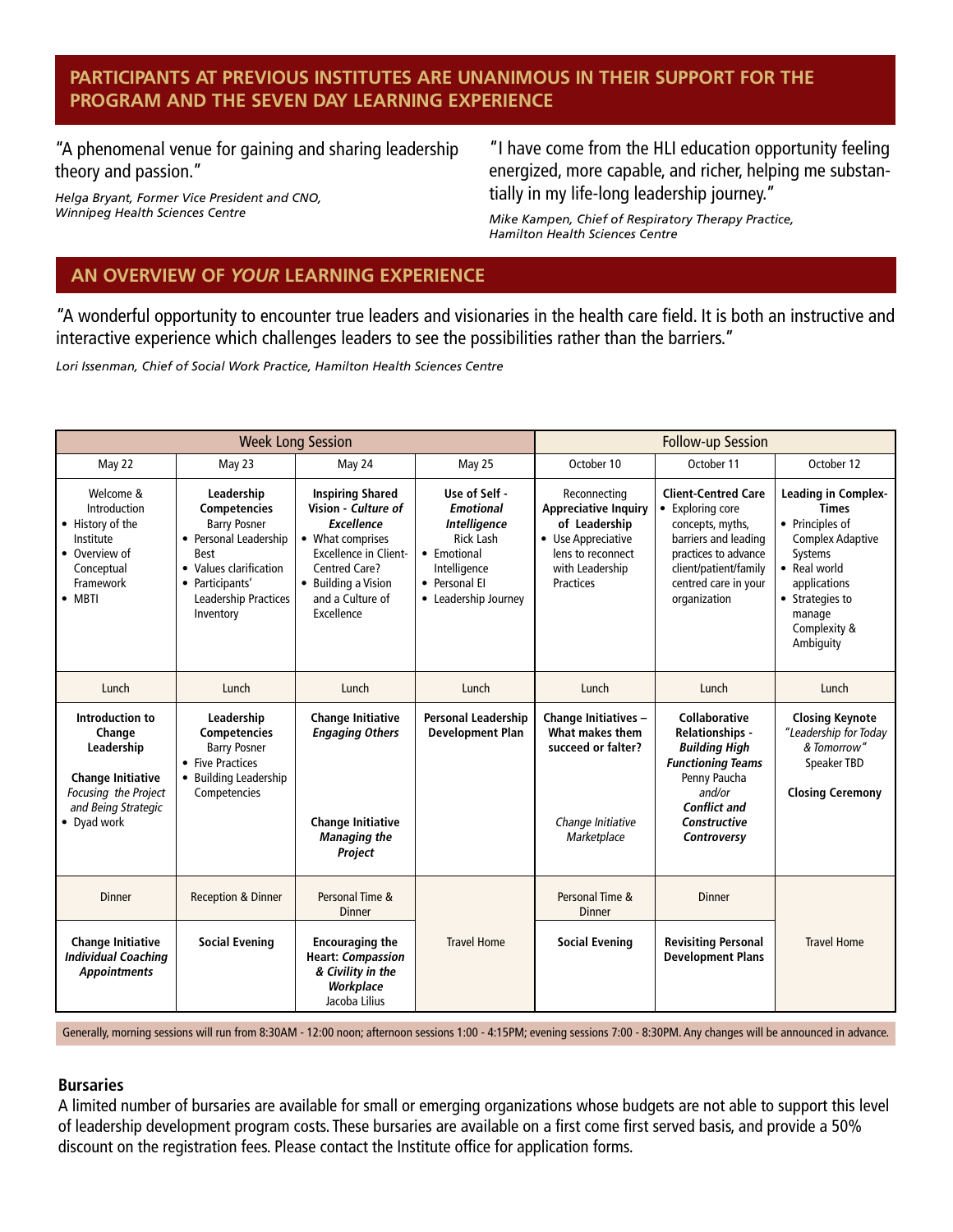## PARTICIPANTS AT PREVIOUS INSTITUTES ARE UNANIMOUS IN THEIR SUPPORT FOR THE PROGRAM AND THE SEVEN DAY LEARNING EXPERIENCE

"A phenomenal venue for gaining and sharing leadership theory and passion."

*Helga Bryant, Former Vice President and CNO, Winnipeg Health Sciences Centre*

"I have come from the HLI education opportunity feeling energized, more capable, and richer, helping me substantially in my life-long leadership journey."

*Mike Kampen, Chief of Respiratory Therapy Practice, Hamilton Health Sciences Centre*

## AN OVERVIEW OF *YOUR* LEARNING EXPERIENCE

"A wonderful opportunity to encounter true leaders and visionaries in the health care field. It is both an instructive and interactive experience which challenges leaders to see the possibilities rather than the barriers."

*Lori Issenman, Chief of Social Work Practice, Hamilton Health Sciences Centre*

| Week Long Session | | | | Follow-up Session | | |
|---|---|---|---|---|---|---|
| May 22 | May 23 | May 24 | May 25 | October 10 | October 11 | October 12 |
| Welcome & Introduction • History of the Institute • Overview of Conceptual Framework • MBTI | **Leadership Competencies** Barry Posner • Personal Leadership Best • Values clarification • Participants' Leadership Practices Inventory | **Inspiring Shared Vision - *Culture of Excellence*** • What comprises Excellence in Client-Centred Care? • Building a Vision and a Culture of Excellence | **Use of Self - *Emotional Intelligence*** Rick Lash • Emotional Intelligence • Personal EI • Leadership Journey | Reconnecting **Appreciative Inquiry of Leadership** • Use Appreciative lens to reconnect with Leadership Practices | **Client-Centred Care** • Exploring core concepts, myths, barriers and leading practices to advance client/patient/family centred care in your organization | **Leading in Complex-Times** • Principles of Complex Adaptive Systems • Real world applications • Strategies to manage Complexity & Ambiguity |
| Lunch | Lunch | Lunch | Lunch | Lunch | Lunch | Lunch |
| **Introduction to Change Leadership** **Change Initiative** *Focusing the Project and Being Strategic* • Dyad work | **Leadership Competencies** Barry Posner • Five Practices • Building Leadership Competencies | **Change Initiative *Engaging Others*** **Change Initiative *Managing the Project*** | **Personal Leadership Development Plan** | **Change Initiatives – What makes them succeed or falter?** *Change Initiative Marketplace* | **Collaborative Relationships - *Building High Functioning Teams*** Penny Paucha *and/or* ***Conflict and Constructive Controversy*** | **Closing Keynote** *"Leadership for Today & Tomorrow"* Speaker TBD **Closing Ceremony** |
| Dinner | Reception & Dinner | Personal Time & Dinner | Travel Home | Personal Time & Dinner | Dinner | Travel Home |
| **Change Initiative *Individual Coaching Appointments*** | **Social Evening** | **Encouraging the Heart: *Compassion & Civility in the Workplace*** Jacoba Lilius | | **Social Evening** | **Revisiting Personal Development Plans** | |

Generally, morning sessions will run from 8:30AM - 12:00 noon; afternoon sessions 1:00 - 4:15PM; evening sessions 7:00 - 8:30PM. Any changes will be announced in advance.

### Bursaries

A limited number of bursaries are available for small or emerging organizations whose budgets are not able to support this level of leadership development program costs. These bursaries are available on a first come first served basis, and provide a 50% discount on the registration fees. Please contact the Institute office for application forms.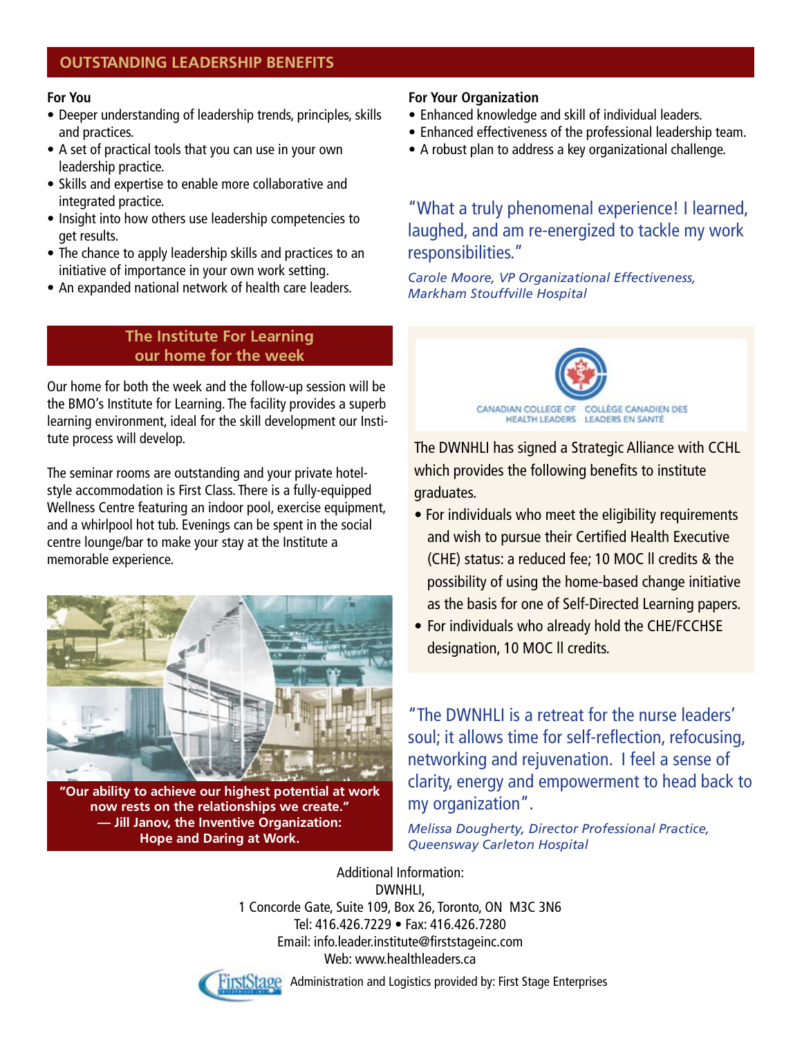## OUTSTANDING LEADERSHIP BENEFITS

**For You**

- Deeper understanding of leadership trends, principles, skills and practices.
- A set of practical tools that you can use in your own leadership practice.
- Skills and expertise to enable more collaborative and integrated practice.
- Insight into how others use leadership competencies to get results.
- The chance to apply leadership skills and practices to an initiative of importance in your own work setting.
- An expanded national network of health care leaders.

**For Your Organization**

- Enhanced knowledge and skill of individual leaders.
- Enhanced effectiveness of the professional leadership team.
- A robust plan to address a key organizational challenge.

"What a truly phenomenal experience! I learned, laughed, and am re-energized to tackle my work responsibilities."

*Carole Moore, VP Organizational Effectiveness, Markham Stouffville Hospital*

### The Institute For Learning our home for the week

Our home for both the week and the follow-up session will be the BMO's Institute for Learning. The facility provides a superb learning environment, ideal for the skill development our Institute process will develop.

The seminar rooms are outstanding and your private hotel-style accommodation is First Class. There is a fully-equipped Wellness Centre featuring an indoor pool, exercise equipment, and a whirlpool hot tub. Evenings can be spent in the social centre lounge/bar to make your stay at the Institute a memorable experience.

**"Our ability to achieve our highest potential at work now rests on the relationships we create." — Jill Janov, the Inventive Organization: Hope and Daring at Work.**

CANADIAN COLLEGE OF HEALTH LEADERS COLLÈGE CANADIEN DES LEADERS EN SANTÉ

The DWNHLI has signed a Strategic Alliance with CCHL which provides the following benefits to institute graduates.

- For individuals who meet the eligibility requirements and wish to pursue their Certified Health Executive (CHE) status: a reduced fee; 10 MOC ll credits & the possibility of using the home-based change initiative as the basis for one of Self-Directed Learning papers.
- For individuals who already hold the CHE/FCCHSE designation, 10 MOC ll credits.

"The DWNHLI is a retreat for the nurse leaders' soul; it allows time for self-reflection, refocusing, networking and rejuvenation. I feel a sense of clarity, energy and empowerment to head back to my organization".

*Melissa Dougherty, Director Professional Practice, Queensway Carleton Hospital*

Additional Information:
DWNHLI,
1 Concorde Gate, Suite 109, Box 26, Toronto, ON M3C 3N6
Tel: 416.426.7229 • Fax: 416.426.7280
Email: info.leader.institute@firststageinc.com
Web: www.healthleaders.ca

Administration and Logistics provided by: First Stage Enterprises